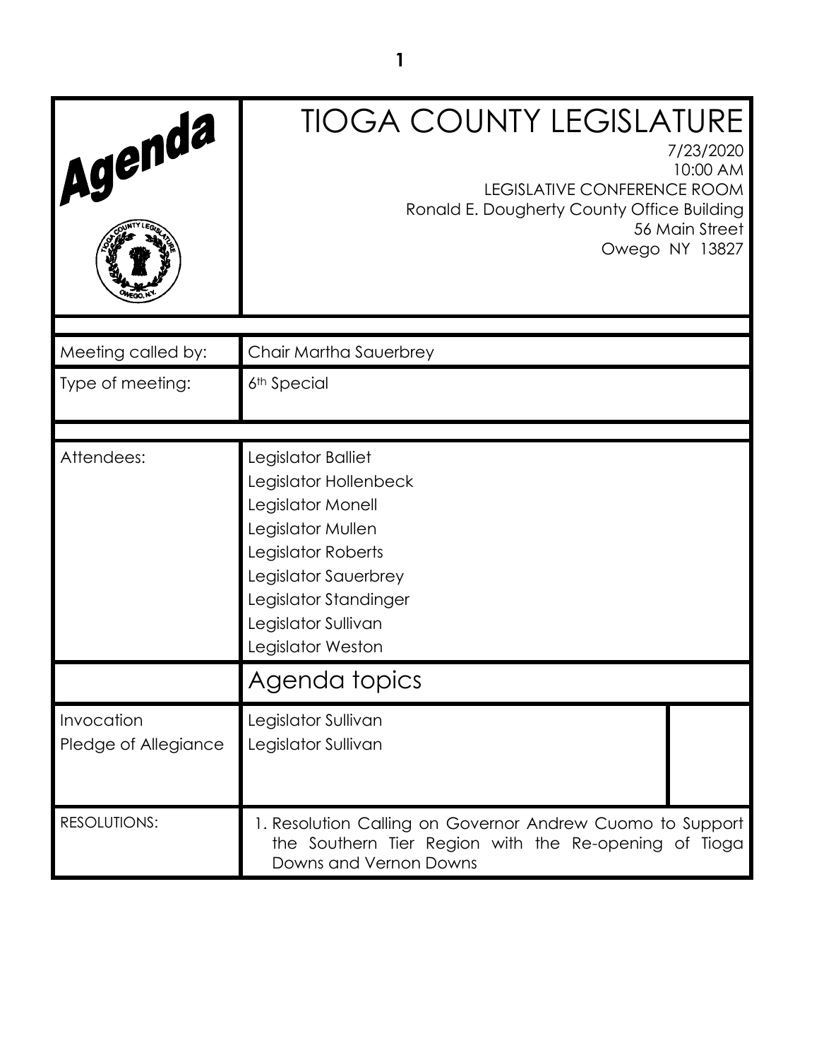# Agenda

## TIOGA COUNTY LEGISLATURE

7/23/2020
10:00 AM
LEGISLATIVE CONFERENCE ROOM
Ronald E. Dougherty County Office Building
56 Main Street
Owego NY 13827

| | |
|---|---|
| Meeting called by: | Chair Martha Sauerbrey |
| Type of meeting: | 6th Special |

| | |
|---|---|
| Attendees: | Legislator Balliet<br>Legislator Hollenbeck<br>Legislator Monell<br>Legislator Mullen<br>Legislator Roberts<br>Legislator Sauerbrey<br>Legislator Standinger<br>Legislator Sullivan<br>Legislator Weston |

## Agenda topics

| | |
|---|---|
| Invocation | Legislator Sullivan |
| Pledge of Allegiance | Legislator Sullivan |
| RESOLUTIONS: | 1. Resolution Calling on Governor Andrew Cuomo to Support the Southern Tier Region with the Re-opening of Tioga Downs and Vernon Downs |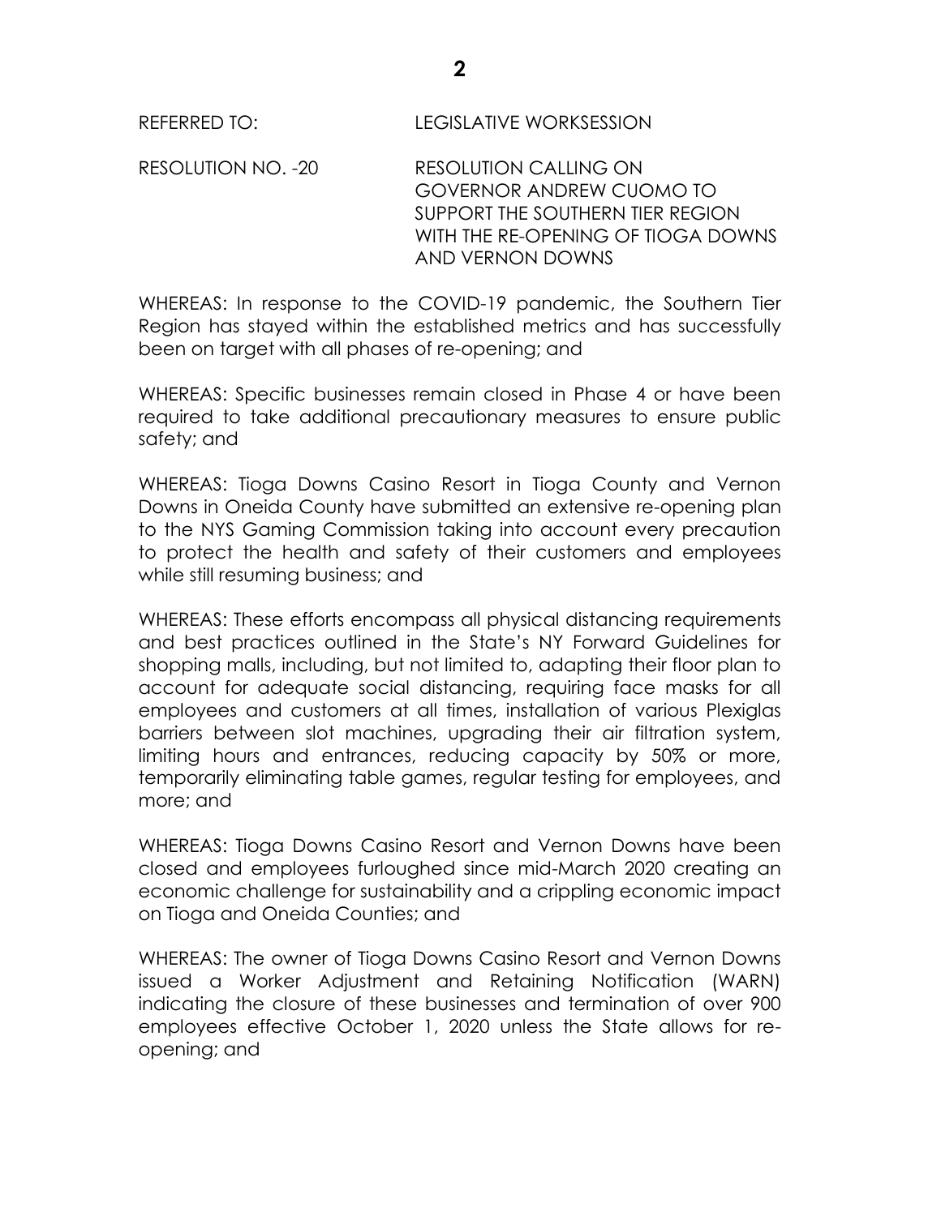REFERRED TO: LEGISLATIVE WORKSESSION

RESOLUTION NO. -20 RESOLUTION CALLING ON GOVERNOR ANDREW CUOMO TO SUPPORT THE SOUTHERN TIER REGION WITH THE RE-OPENING OF TIOGA DOWNS AND VERNON DOWNS

WHEREAS: In response to the COVID-19 pandemic, the Southern Tier Region has stayed within the established metrics and has successfully been on target with all phases of re-opening; and

WHEREAS: Specific businesses remain closed in Phase 4 or have been required to take additional precautionary measures to ensure public safety; and

WHEREAS: Tioga Downs Casino Resort in Tioga County and Vernon Downs in Oneida County have submitted an extensive re-opening plan to the NYS Gaming Commission taking into account every precaution to protect the health and safety of their customers and employees while still resuming business; and

WHEREAS: These efforts encompass all physical distancing requirements and best practices outlined in the State's NY Forward Guidelines for shopping malls, including, but not limited to, adapting their floor plan to account for adequate social distancing, requiring face masks for all employees and customers at all times, installation of various Plexiglas barriers between slot machines, upgrading their air filtration system, limiting hours and entrances, reducing capacity by 50% or more, temporarily eliminating table games, regular testing for employees, and more; and

WHEREAS: Tioga Downs Casino Resort and Vernon Downs have been closed and employees furloughed since mid-March 2020 creating an economic challenge for sustainability and a crippling economic impact on Tioga and Oneida Counties; and

WHEREAS: The owner of Tioga Downs Casino Resort and Vernon Downs issued a Worker Adjustment and Retaining Notification (WARN) indicating the closure of these businesses and termination of over 900 employees effective October 1, 2020 unless the State allows for re-opening; and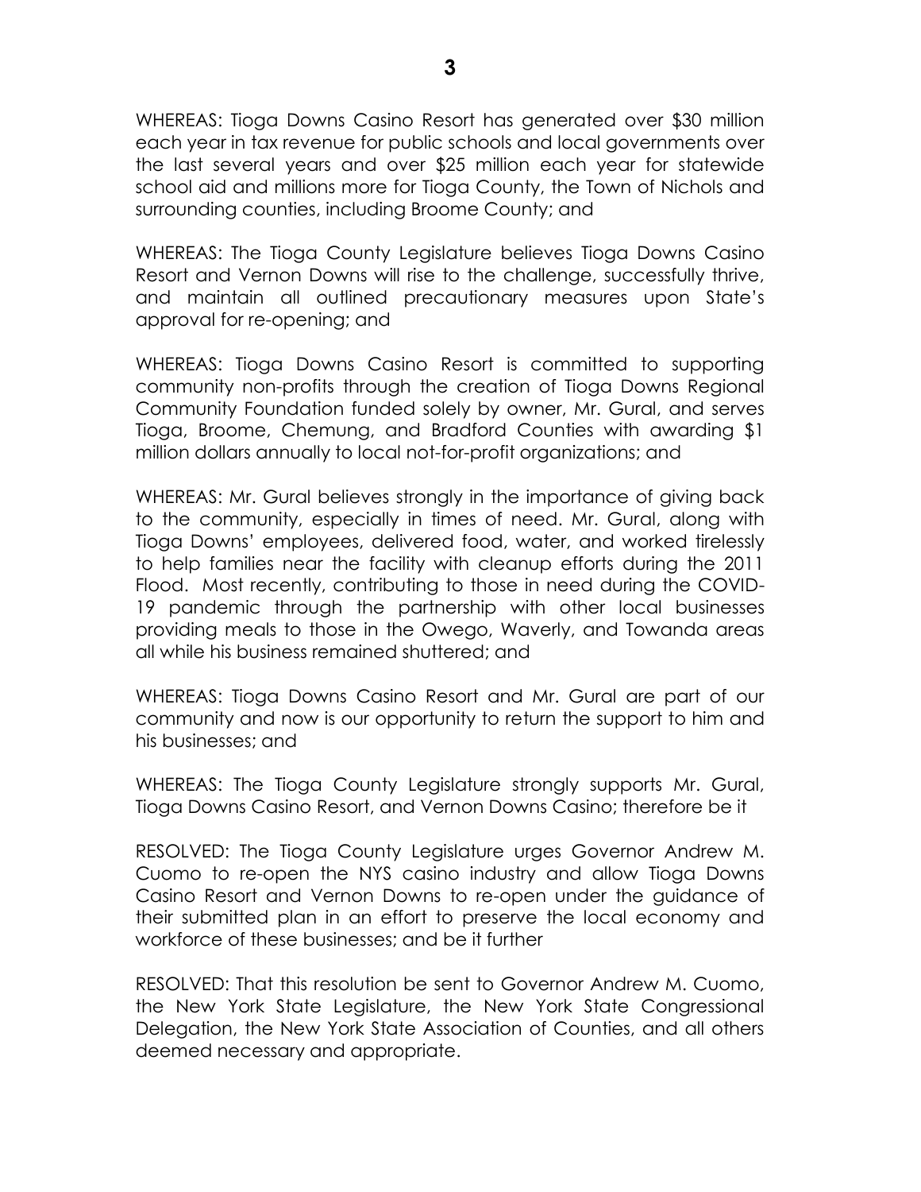WHEREAS: Tioga Downs Casino Resort has generated over $30 million each year in tax revenue for public schools and local governments over the last several years and over $25 million each year for statewide school aid and millions more for Tioga County, the Town of Nichols and surrounding counties, including Broome County; and

WHEREAS: The Tioga County Legislature believes Tioga Downs Casino Resort and Vernon Downs will rise to the challenge, successfully thrive, and maintain all outlined precautionary measures upon State's approval for re-opening; and

WHEREAS: Tioga Downs Casino Resort is committed to supporting community non-profits through the creation of Tioga Downs Regional Community Foundation funded solely by owner, Mr. Gural, and serves Tioga, Broome, Chemung, and Bradford Counties with awarding $1 million dollars annually to local not-for-profit organizations; and

WHEREAS: Mr. Gural believes strongly in the importance of giving back to the community, especially in times of need. Mr. Gural, along with Tioga Downs' employees, delivered food, water, and worked tirelessly to help families near the facility with cleanup efforts during the 2011 Flood. Most recently, contributing to those in need during the COVID-19 pandemic through the partnership with other local businesses providing meals to those in the Owego, Waverly, and Towanda areas all while his business remained shuttered; and

WHEREAS: Tioga Downs Casino Resort and Mr. Gural are part of our community and now is our opportunity to return the support to him and his businesses; and

WHEREAS: The Tioga County Legislature strongly supports Mr. Gural, Tioga Downs Casino Resort, and Vernon Downs Casino; therefore be it

RESOLVED: The Tioga County Legislature urges Governor Andrew M. Cuomo to re-open the NYS casino industry and allow Tioga Downs Casino Resort and Vernon Downs to re-open under the guidance of their submitted plan in an effort to preserve the local economy and workforce of these businesses; and be it further

RESOLVED: That this resolution be sent to Governor Andrew M. Cuomo, the New York State Legislature, the New York State Congressional Delegation, the New York State Association of Counties, and all others deemed necessary and appropriate.